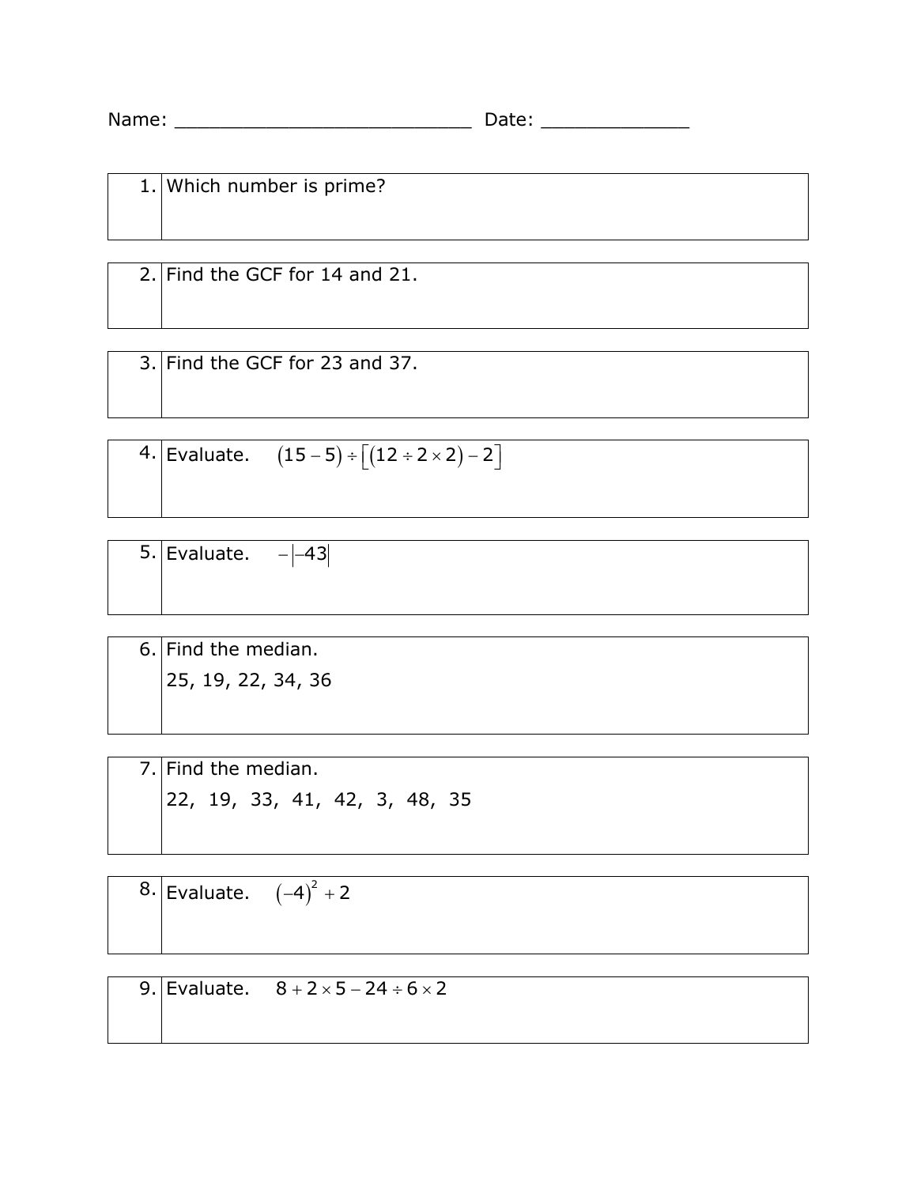Name: ___________________________ Date: _____________

1. Which number is prime?

2. Find the GCF for 14 and 21.

3. Find the GCF for 23 and 37.

4. Evaluate. $(15-5)\div\left[(12\div 2\times 2)-2\right]$

5. Evaluate. $-\left|-43\right|$

6. Find the median.
   25, 19, 22, 34, 36

7. Find the median.
   22, 19, 33, 41, 42, 3, 48, 35

8. Evaluate. $(-4)^2+2$

9. Evaluate. $8+2\times 5-24\div 6\times 2$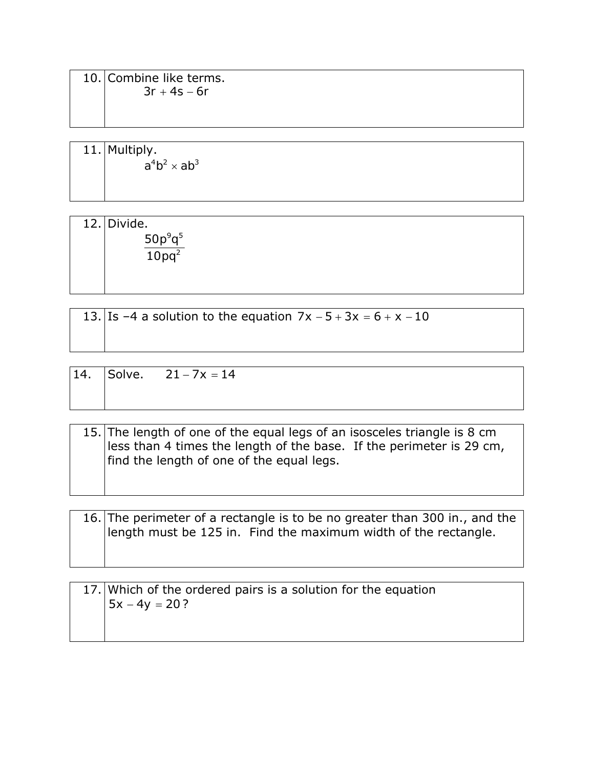| | |
|---|---|
| 10. | Combine like terms.<br>$3r + 4s - 6r$ |

| | |
|---|---|
| 11. | Multiply.<br>$a^4b^2 \times ab^3$ |

| | |
|---|---|
| 12. | Divide.<br>$\dfrac{50p^9q^5}{10pq^2}$ |

| | |
|---|---|
| 13. | Is –4 a solution to the equation $7x - 5 + 3x = 6 + x - 10$ |

| | |
|---|---|
| 14. | Solve. $21 - 7x = 14$ |

| | |
|---|---|
| 15. | The length of one of the equal legs of an isosceles triangle is 8 cm less than 4 times the length of the base. If the perimeter is 29 cm, find the length of one of the equal legs. |

| | |
|---|---|
| 16. | The perimeter of a rectangle is to be no greater than 300 in., and the length must be 125 in. Find the maximum width of the rectangle. |

| | |
|---|---|
| 17. | Which of the ordered pairs is a solution for the equation $5x - 4y = 20$? |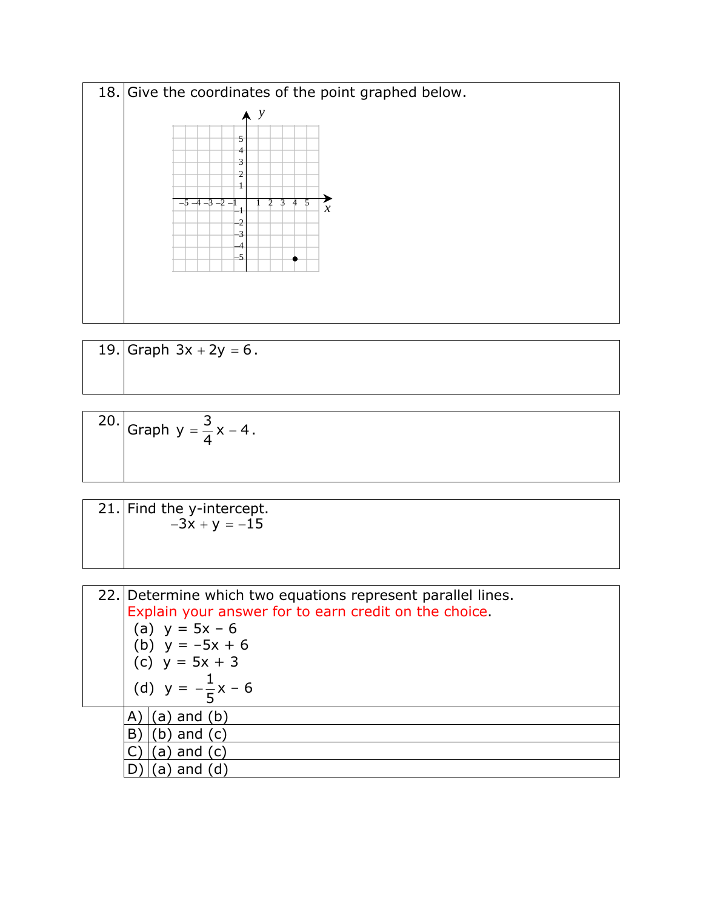18. Give the coordinates of the point graphed below.

19. Graph $3x + 2y = 6$.

20. Graph $y = \frac{3}{4}x - 4$.

21. Find the y-intercept.

$$-3x + y = -15$$

22. Determine which two equations represent parallel lines.
Explain your answer for to earn credit on the choice.

(a) $y = 5x - 6$
(b) $y = -5x + 6$
(c) $y = 5x + 3$
(d) $y = -\frac{1}{5}x - 6$

A) (a) and (b)
B) (b) and (c)
C) (a) and (c)
D) (a) and (d)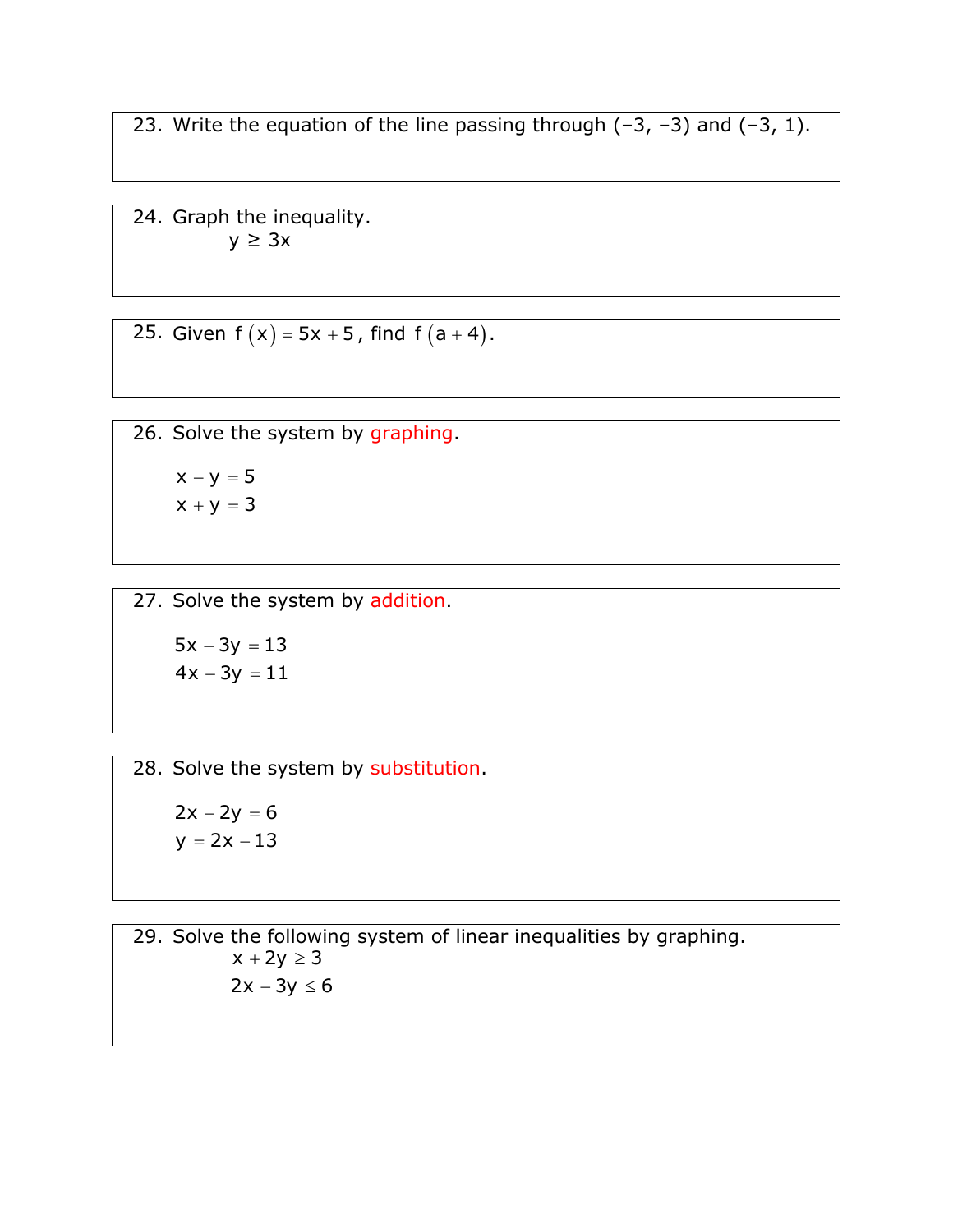23. Write the equation of the line passing through $(-3, -3)$ and $(-3, 1)$.

24. Graph the inequality.

$$y \geq 3x$$

25. Given $f(x) = 5x + 5$, find $f(a + 4)$.

26. Solve the system by graphing.

$$x - y = 5$$
$$x + y = 3$$

27. Solve the system by addition.

$$5x - 3y = 13$$
$$4x - 3y = 11$$

28. Solve the system by substitution.

$$2x - 2y = 6$$
$$y = 2x - 13$$

29. Solve the following system of linear inequalities by graphing.

$$x + 2y \geq 3$$
$$2x - 3y \leq 6$$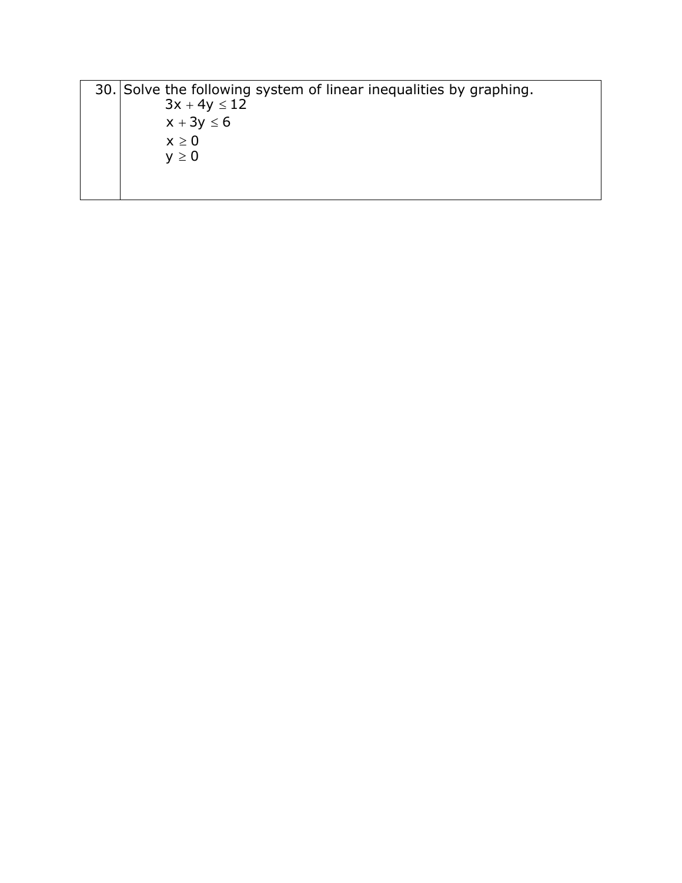| | |
|---|---|
| 30. | Solve the following system of linear inequalities by graphing.<br>$3x + 4y \leq 12$<br>$x + 3y \leq 6$<br>$x \geq 0$<br>$y \geq 0$ |